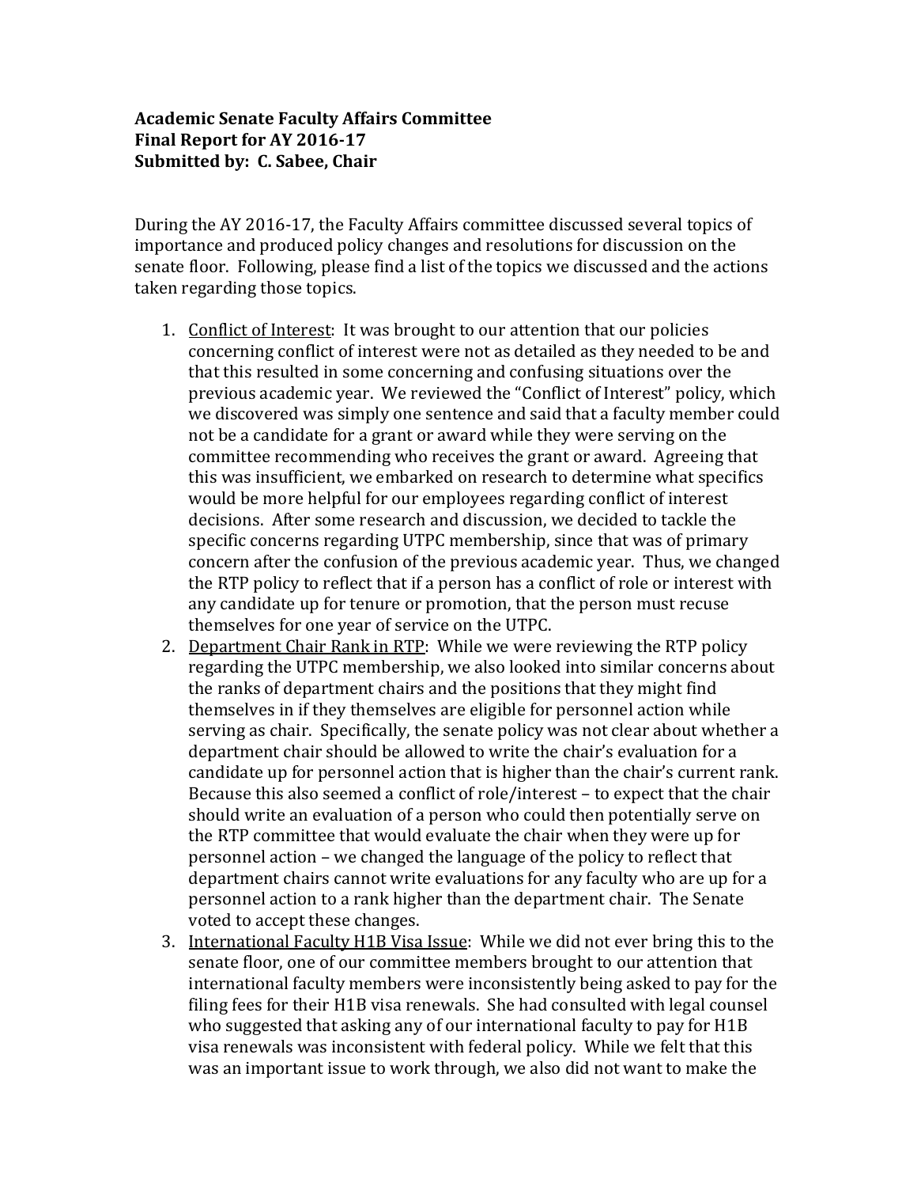**Academic Senate Faculty Affairs Committee**
**Final Report for AY 2016-17**
**Submitted by: C. Sabee, Chair**

During the AY 2016-17, the Faculty Affairs committee discussed several topics of importance and produced policy changes and resolutions for discussion on the senate floor. Following, please find a list of the topics we discussed and the actions taken regarding those topics.

1. <u>Conflict of Interest</u>: It was brought to our attention that our policies concerning conflict of interest were not as detailed as they needed to be and that this resulted in some concerning and confusing situations over the previous academic year. We reviewed the "Conflict of Interest" policy, which we discovered was simply one sentence and said that a faculty member could not be a candidate for a grant or award while they were serving on the committee recommending who receives the grant or award. Agreeing that this was insufficient, we embarked on research to determine what specifics would be more helpful for our employees regarding conflict of interest decisions. After some research and discussion, we decided to tackle the specific concerns regarding UTPC membership, since that was of primary concern after the confusion of the previous academic year. Thus, we changed the RTP policy to reflect that if a person has a conflict of role or interest with any candidate up for tenure or promotion, that the person must recuse themselves for one year of service on the UTPC.
2. <u>Department Chair Rank in RTP</u>: While we were reviewing the RTP policy regarding the UTPC membership, we also looked into similar concerns about the ranks of department chairs and the positions that they might find themselves in if they themselves are eligible for personnel action while serving as chair. Specifically, the senate policy was not clear about whether a department chair should be allowed to write the chair's evaluation for a candidate up for personnel action that is higher than the chair's current rank. Because this also seemed a conflict of role/interest – to expect that the chair should write an evaluation of a person who could then potentially serve on the RTP committee that would evaluate the chair when they were up for personnel action – we changed the language of the policy to reflect that department chairs cannot write evaluations for any faculty who are up for a personnel action to a rank higher than the department chair. The Senate voted to accept these changes.
3. <u>International Faculty H1B Visa Issue</u>: While we did not ever bring this to the senate floor, one of our committee members brought to our attention that international faculty members were inconsistently being asked to pay for the filing fees for their H1B visa renewals. She had consulted with legal counsel who suggested that asking any of our international faculty to pay for H1B visa renewals was inconsistent with federal policy. While we felt that this was an important issue to work through, we also did not want to make the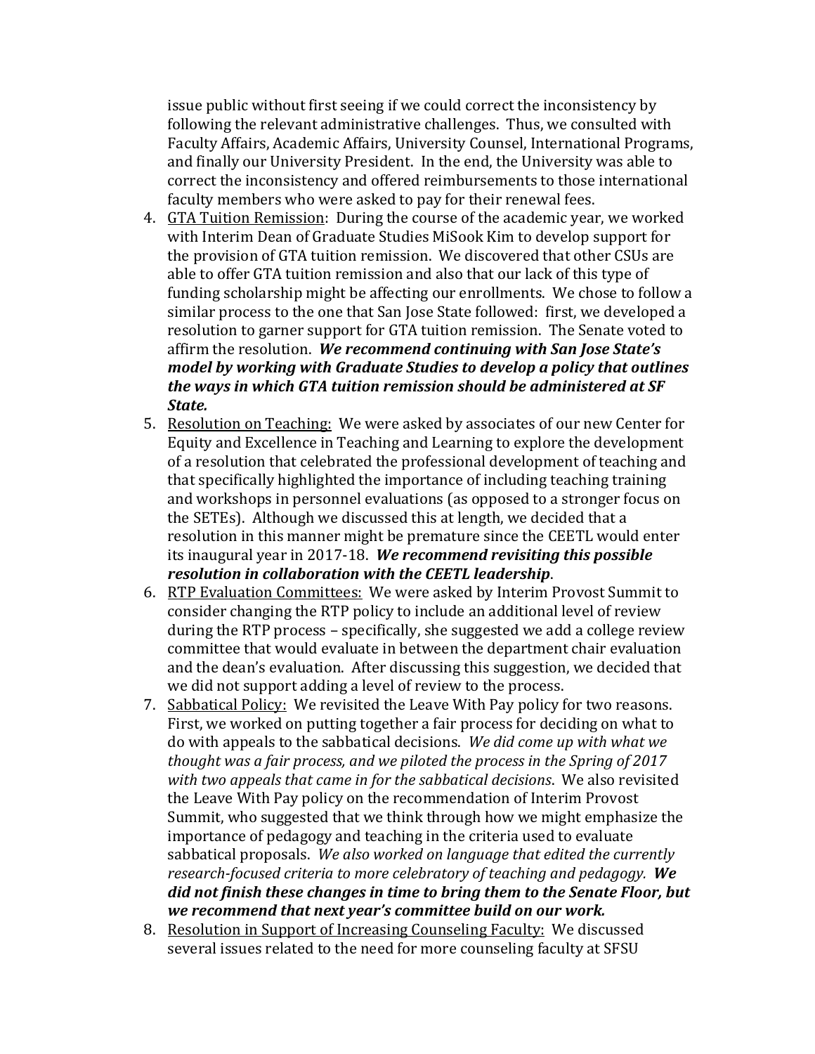issue public without first seeing if we could correct the inconsistency by following the relevant administrative challenges. Thus, we consulted with Faculty Affairs, Academic Affairs, University Counsel, International Programs, and finally our University President. In the end, the University was able to correct the inconsistency and offered reimbursements to those international faculty members who were asked to pay for their renewal fees.

4. <u>GTA Tuition Remission</u>: During the course of the academic year, we worked with Interim Dean of Graduate Studies MiSook Kim to develop support for the provision of GTA tuition remission. We discovered that other CSUs are able to offer GTA tuition remission and also that our lack of this type of funding scholarship might be affecting our enrollments. We chose to follow a similar process to the one that San Jose State followed: first, we developed a resolution to garner support for GTA tuition remission. The Senate voted to affirm the resolution. ***We recommend continuing with San Jose State's model by working with Graduate Studies to develop a policy that outlines the ways in which GTA tuition remission should be administered at SF State.***
5. <u>Resolution on Teaching:</u> We were asked by associates of our new Center for Equity and Excellence in Teaching and Learning to explore the development of a resolution that celebrated the professional development of teaching and that specifically highlighted the importance of including teaching training and workshops in personnel evaluations (as opposed to a stronger focus on the SETEs). Although we discussed this at length, we decided that a resolution in this manner might be premature since the CEETL would enter its inaugural year in 2017-18. ***We recommend revisiting this possible resolution in collaboration with the CEETL leadership***.
6. <u>RTP Evaluation Committees:</u> We were asked by Interim Provost Summit to consider changing the RTP policy to include an additional level of review during the RTP process – specifically, she suggested we add a college review committee that would evaluate in between the department chair evaluation and the dean's evaluation. After discussing this suggestion, we decided that we did not support adding a level of review to the process.
7. <u>Sabbatical Policy:</u> We revisited the Leave With Pay policy for two reasons. First, we worked on putting together a fair process for deciding on what to do with appeals to the sabbatical decisions. *We did come up with what we thought was a fair process, and we piloted the process in the Spring of 2017 with two appeals that came in for the sabbatical decisions*. We also revisited the Leave With Pay policy on the recommendation of Interim Provost Summit, who suggested that we think through how we might emphasize the importance of pedagogy and teaching in the criteria used to evaluate sabbatical proposals. *We also worked on language that edited the currently research-focused criteria to more celebratory of teaching and pedagogy.* ***We did not finish these changes in time to bring them to the Senate Floor, but we recommend that next year's committee build on our work.***
8. <u>Resolution in Support of Increasing Counseling Faculty:</u> We discussed several issues related to the need for more counseling faculty at SFSU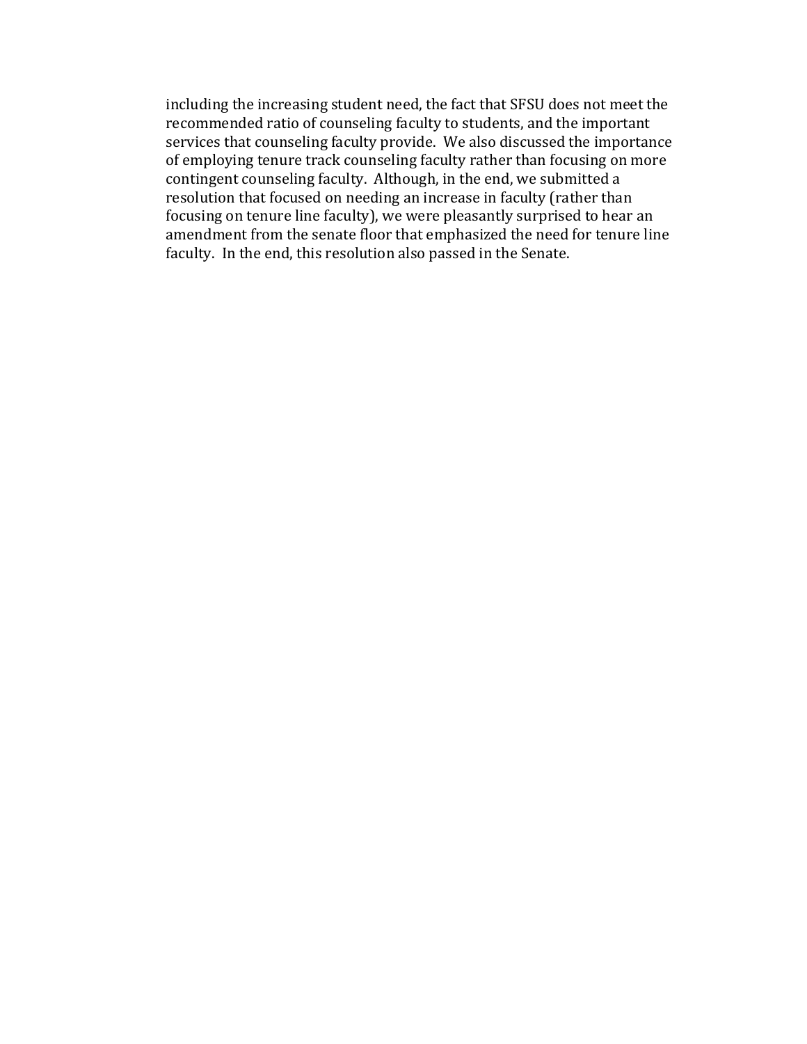including the increasing student need, the fact that SFSU does not meet the recommended ratio of counseling faculty to students, and the important services that counseling faculty provide. We also discussed the importance of employing tenure track counseling faculty rather than focusing on more contingent counseling faculty. Although, in the end, we submitted a resolution that focused on needing an increase in faculty (rather than focusing on tenure line faculty), we were pleasantly surprised to hear an amendment from the senate floor that emphasized the need for tenure line faculty. In the end, this resolution also passed in the Senate.